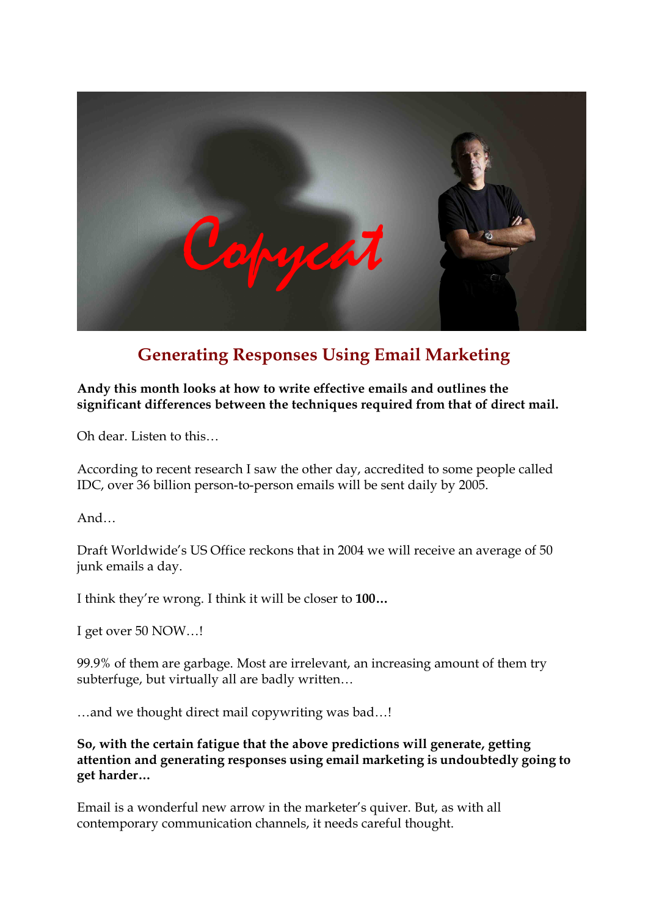# Generating Responses Using Email Marketing

**Andy this month looks at how to write effective emails and outlines the significant differences between the techniques required from that of direct mail.**

Oh dear. Listen to this…

According to recent research I saw the other day, accredited to some people called IDC, over 36 billion person-to-person emails will be sent daily by 2005.

And…

Draft Worldwide's US Office reckons that in 2004 we will receive an average of 50 junk emails a day.

I think they're wrong. I think it will be closer to **100…**

I get over 50 NOW…!

99.9% of them are garbage. Most are irrelevant, an increasing amount of them try subterfuge, but virtually all are badly written…

…and we thought direct mail copywriting was bad…!

**So, with the certain fatigue that the above predictions will generate, getting attention and generating responses using email marketing is undoubtedly going to get harder…**

Email is a wonderful new arrow in the marketer's quiver. But, as with all contemporary communication channels, it needs careful thought.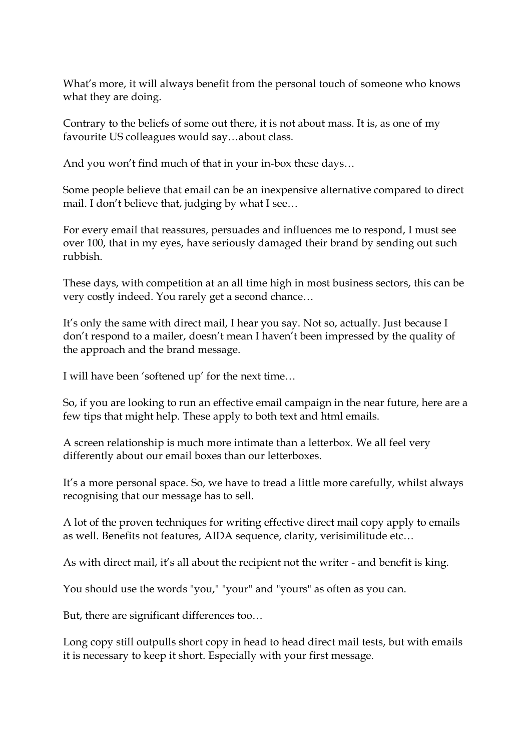What's more, it will always benefit from the personal touch of someone who knows what they are doing.

Contrary to the beliefs of some out there, it is not about mass. It is, as one of my favourite US colleagues would say…about class.

And you won't find much of that in your in-box these days…

Some people believe that email can be an inexpensive alternative compared to direct mail. I don't believe that, judging by what I see…

For every email that reassures, persuades and influences me to respond, I must see over 100, that in my eyes, have seriously damaged their brand by sending out such rubbish.

These days, with competition at an all time high in most business sectors, this can be very costly indeed. You rarely get a second chance…

It's only the same with direct mail, I hear you say. Not so, actually. Just because I don't respond to a mailer, doesn't mean I haven't been impressed by the quality of the approach and the brand message.

I will have been 'softened up' for the next time…

So, if you are looking to run an effective email campaign in the near future, here are a few tips that might help. These apply to both text and html emails.

A screen relationship is much more intimate than a letterbox. We all feel very differently about our email boxes than our letterboxes.

It's a more personal space. So, we have to tread a little more carefully, whilst always recognising that our message has to sell.

A lot of the proven techniques for writing effective direct mail copy apply to emails as well. Benefits not features, AIDA sequence, clarity, verisimilitude etc…

As with direct mail, it's all about the recipient not the writer - and benefit is king.

You should use the words "you," "your" and "yours" as often as you can.

But, there are significant differences too…

Long copy still outpulls short copy in head to head direct mail tests, but with emails it is necessary to keep it short. Especially with your first message.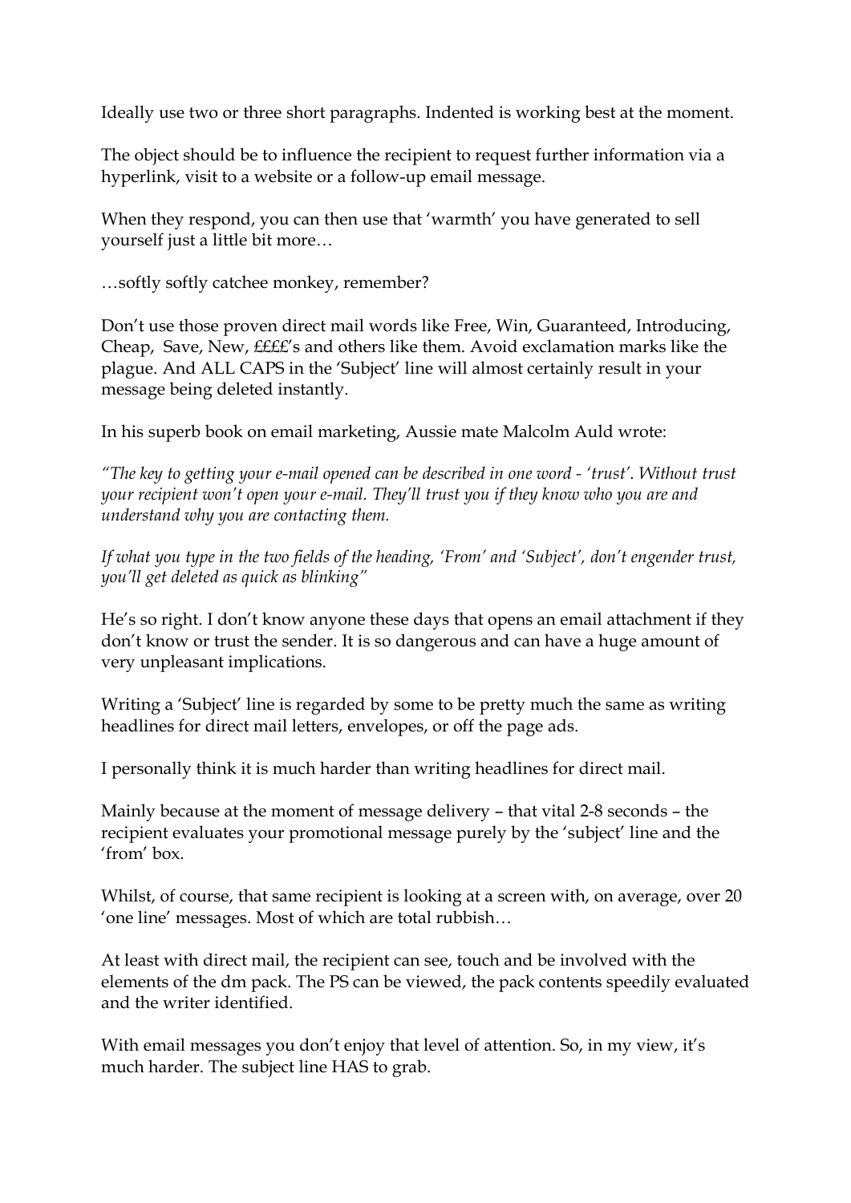Ideally use two or three short paragraphs. Indented is working best at the moment.

The object should be to influence the recipient to request further information via a hyperlink, visit to a website or a follow-up email message.

When they respond, you can then use that 'warmth' you have generated to sell yourself just a little bit more…

…softly softly catchee monkey, remember?

Don't use those proven direct mail words like Free, Win, Guaranteed, Introducing, Cheap, Save, New, ££££'s and others like them. Avoid exclamation marks like the plague. And ALL CAPS in the 'Subject' line will almost certainly result in your message being deleted instantly.

In his superb book on email marketing, Aussie mate Malcolm Auld wrote:

*"The key to getting your e-mail opened can be described in one word - 'trust'. Without trust your recipient won't open your e-mail. They'll trust you if they know who you are and understand why you are contacting them.*

*If what you type in the two fields of the heading, 'From' and 'Subject', don't engender trust, you'll get deleted as quick as blinking"*

He's so right. I don't know anyone these days that opens an email attachment if they don't know or trust the sender. It is so dangerous and can have a huge amount of very unpleasant implications.

Writing a 'Subject' line is regarded by some to be pretty much the same as writing headlines for direct mail letters, envelopes, or off the page ads.

I personally think it is much harder than writing headlines for direct mail.

Mainly because at the moment of message delivery – that vital 2-8 seconds – the recipient evaluates your promotional message purely by the 'subject' line and the 'from' box.

Whilst, of course, that same recipient is looking at a screen with, on average, over 20 'one line' messages. Most of which are total rubbish…

At least with direct mail, the recipient can see, touch and be involved with the elements of the dm pack. The PS can be viewed, the pack contents speedily evaluated and the writer identified.

With email messages you don't enjoy that level of attention. So, in my view, it's much harder. The subject line HAS to grab.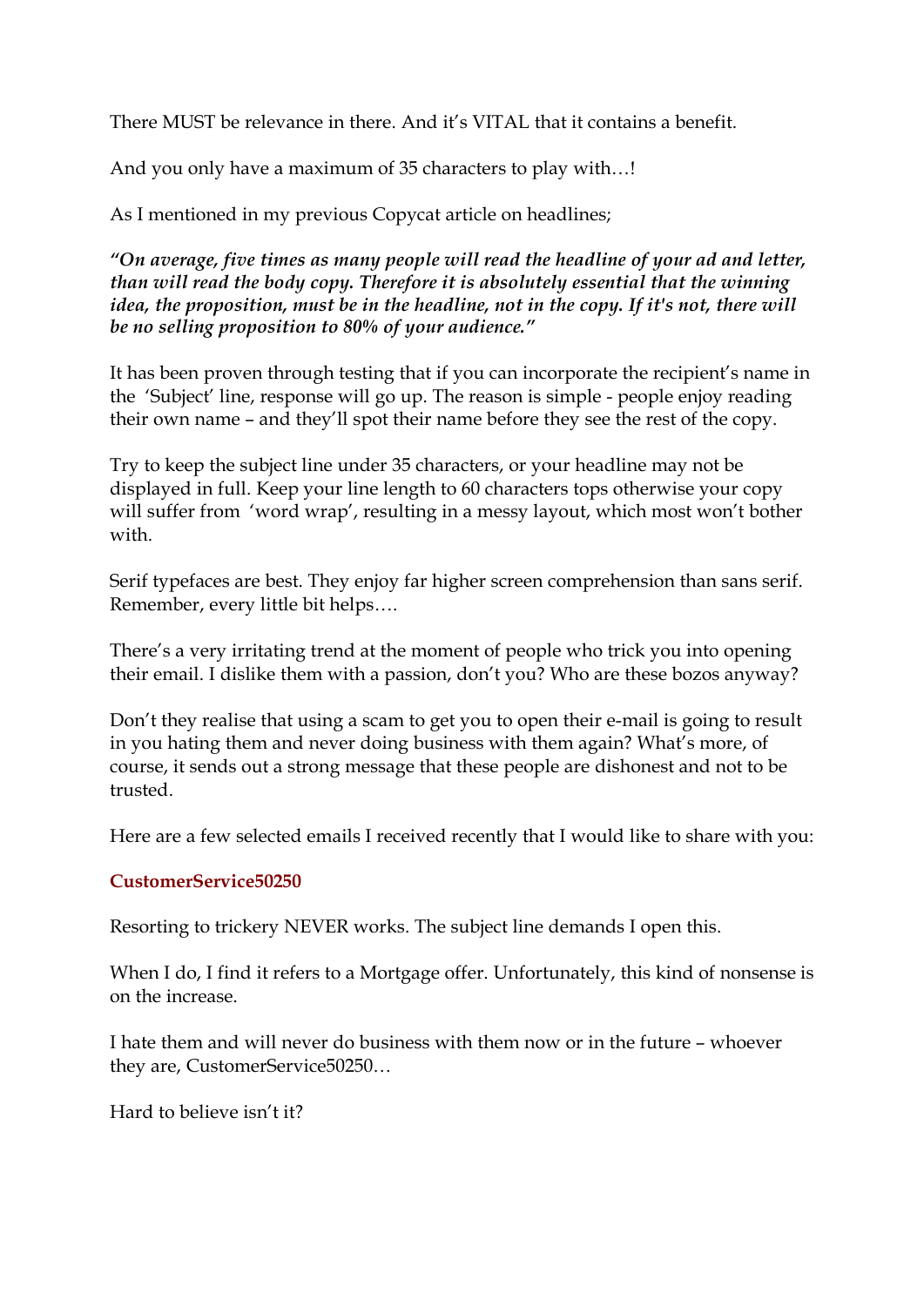There MUST be relevance in there. And it's VITAL that it contains a benefit.

And you only have a maximum of 35 characters to play with…!

As I mentioned in my previous Copycat article on headlines;

***"On average, five times as many people will read the headline of your ad and letter, than will read the body copy. Therefore it is absolutely essential that the winning idea, the proposition, must be in the headline, not in the copy. If it's not, there will be no selling proposition to 80% of your audience."***

It has been proven through testing that if you can incorporate the recipient's name in the 'Subject' line, response will go up. The reason is simple - people enjoy reading their own name – and they'll spot their name before they see the rest of the copy.

Try to keep the subject line under 35 characters, or your headline may not be displayed in full. Keep your line length to 60 characters tops otherwise your copy will suffer from 'word wrap', resulting in a messy layout, which most won't bother with.

Serif typefaces are best. They enjoy far higher screen comprehension than sans serif. Remember, every little bit helps….

There's a very irritating trend at the moment of people who trick you into opening their email. I dislike them with a passion, don't you? Who are these bozos anyway?

Don't they realise that using a scam to get you to open their e-mail is going to result in you hating them and never doing business with them again? What's more, of course, it sends out a strong message that these people are dishonest and not to be trusted.

Here are a few selected emails I received recently that I would like to share with you:

**CustomerService50250**

Resorting to trickery NEVER works. The subject line demands I open this.

When I do, I find it refers to a Mortgage offer. Unfortunately, this kind of nonsense is on the increase.

I hate them and will never do business with them now or in the future – whoever they are, CustomerService50250…

Hard to believe isn't it?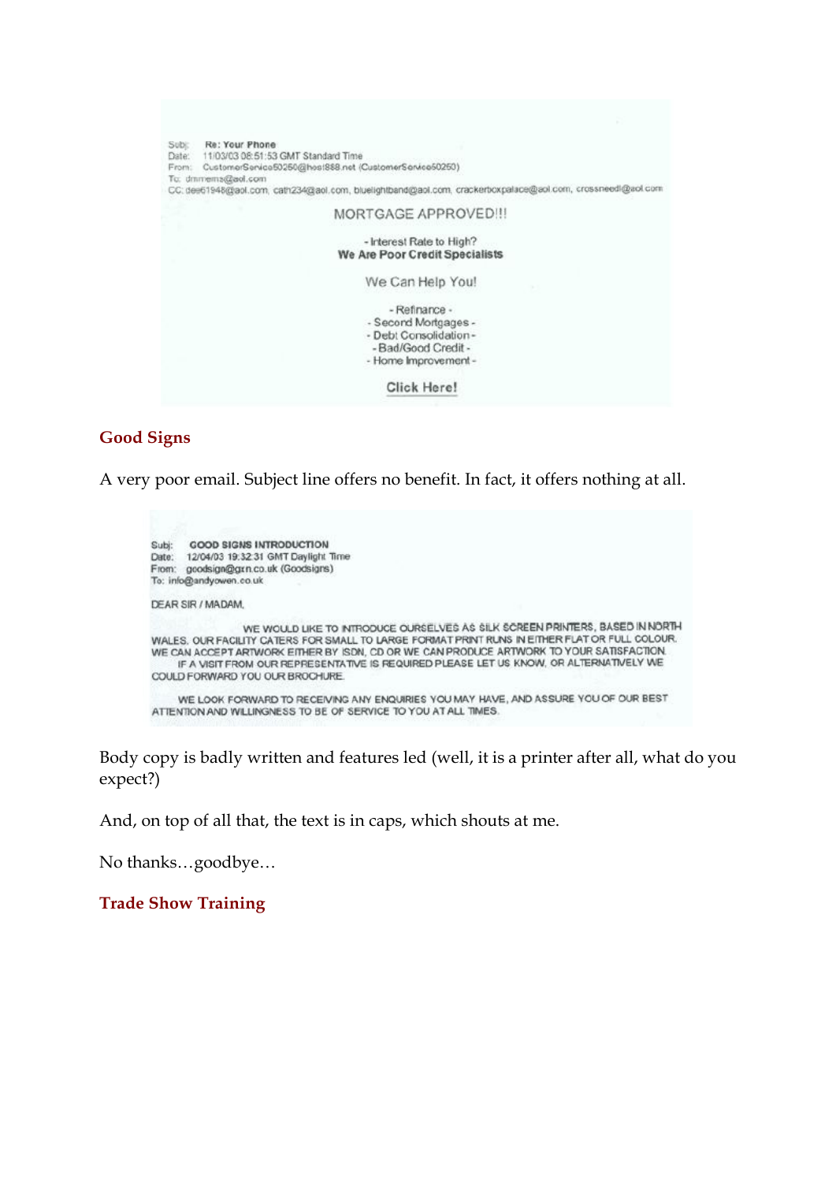Subj: Re: Your Phone
Date: 11/03/03 08:51:53 GMT Standard Time
From: CustomerService50250@host888.net (CustomerService50250)
To: dmmems@aol.com
CC: dee61948@aol.com, cath234@aol.com, bluelightband@aol.com, crackerboxpalace@aol.com, crossneedl@aol.com

MORTGAGE APPROVED!!!

- Interest Rate to High?
**We Are Poor Credit Specialists**

We Can Help You!

- Refinance -
- Second Mortgages -
- Debt Consolidation -
- Bad/Good Credit -
- Home Improvement -

Click Here!

### Good Signs

A very poor email. Subject line offers no benefit. In fact, it offers nothing at all.

Subj: **GOOD SIGNS INTRODUCTION**
Date: 12/04/03 19:32:31 GMT Daylight Time
From: goodsign@gxn.co.uk (Goodsigns)
To: info@andyowen.co.uk

DEAR SIR / MADAM,

WE WOULD LIKE TO INTRODUCE OURSELVES AS SILK SCREEN PRINTERS, BASED IN NORTH WALES. OUR FACILITY CATERS FOR SMALL TO LARGE FORMAT PRINT RUNS IN EITHER FLAT OR FULL COLOUR. WE CAN ACCEPT ARTWORK EITHER BY ISDN, CD OR WE CAN PRODUCE ARTWORK TO YOUR SATISFACTION.
IF A VISIT FROM OUR REPRESENTATIVE IS REQUIRED PLEASE LET US KNOW, OR ALTERNATIVELY WE COULD FORWARD YOU OUR BROCHURE.

WE LOOK FORWARD TO RECEIVING ANY ENQUIRIES YOU MAY HAVE, AND ASSURE YOU OF OUR BEST ATTENTION AND WILLINGNESS TO BE OF SERVICE TO YOU AT ALL TIMES.

Body copy is badly written and features led (well, it is a printer after all, what do you expect?)

And, on top of all that, the text is in caps, which shouts at me.

No thanks…goodbye…

### Trade Show Training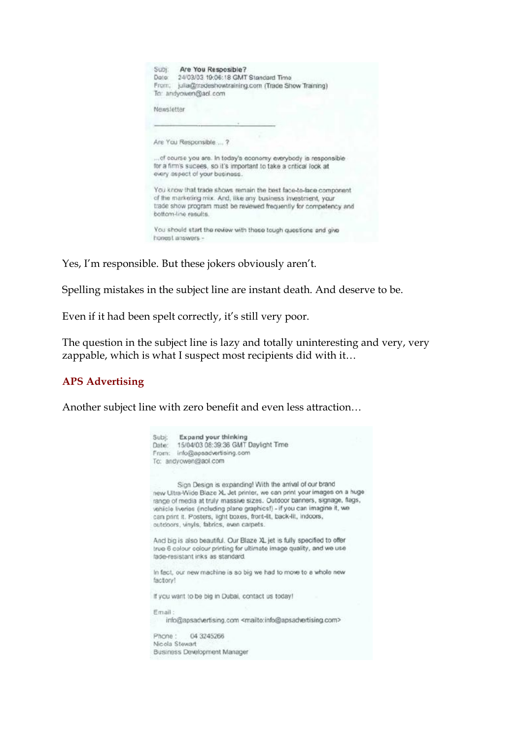Subj: **Are You Resposible?**
Date: 24/03/03 19:06:18 GMT Standard Time
From: julia@tradeshowtraining.com (Trade Show Training)
To: andyowen@aol.com

Newsletter

---

Are You Responsible ... ?

...of course you are. In today's economy everybody is responsible for a firm's succes, so it's important to take a critical look at every aspect of your business.

You know that trade shows remain the best face-to-face component of the marketing mix. And, like any business investment, your trade show program must be reviewed frequently for competency and bottom-line results.

You should start the review with these tough questions and give honest answers -

Yes, I'm responsible. But these jokers obviously aren't.

Spelling mistakes in the subject line are instant death. And deserve to be.

Even if it had been spelt correctly, it's still very poor.

The question in the subject line is lazy and totally uninteresting and very, very zappable, which is what I suspect most recipients did with it…

### APS Advertising

Another subject line with zero benefit and even less attraction…

Subj: **Expand your thinking**
Date: 15/04/03 08:39:36 GMT Daylight Time
From: info@apsadvertising.com
To: andyowen@aol.com

Sign Design is expanding! With the arrival of our brand new Ultra-Wide Blaze XL Jet printer, we can print your images on a huge range of media at truly massive sizes. Outdoor banners, signage, flags, vehicle liveries (including plane graphics!) - if you can imagine it, we can print it. Posters, light boxes, front-lit, back-lit, indoors, outdoors, vinyls, fabrics, even carpets.

And big is also beautiful. Our Blaze XL jet is fully specified to offer true 6 colour colour printing for ultimate image quality, and we use fade-resistant inks as standard.

In fact, our new machine is so big we had to move to a whole new factory!

If you want to be big in Dubai, contact us today!

Email :
info@apsadvertising.com <mailto:info@apsadvertising.com>

Phone : 04 3245266
Nicola Stewart
Business Development Manager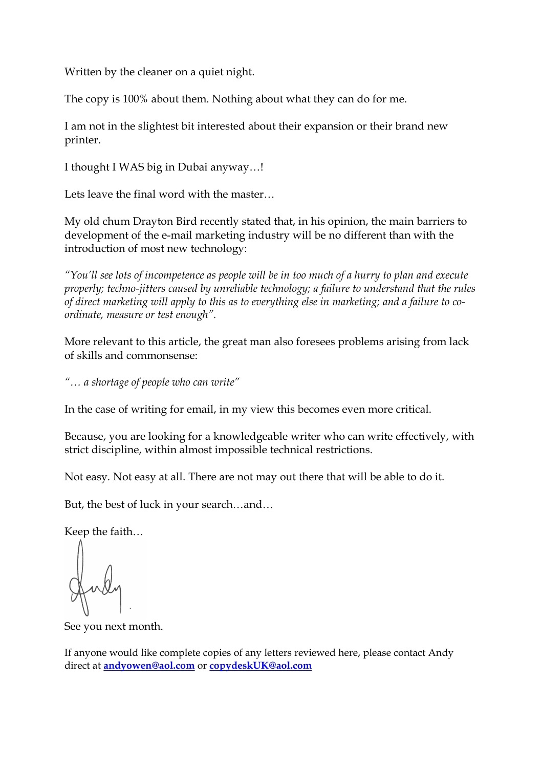Written by the cleaner on a quiet night.

The copy is 100% about them. Nothing about what they can do for me.

I am not in the slightest bit interested about their expansion or their brand new printer.

I thought I WAS big in Dubai anyway…!

Lets leave the final word with the master…

My old chum Drayton Bird recently stated that, in his opinion, the main barriers to development of the e-mail marketing industry will be no different than with the introduction of most new technology:

*"You'll see lots of incompetence as people will be in too much of a hurry to plan and execute properly; techno-jitters caused by unreliable technology; a failure to understand that the rules of direct marketing will apply to this as to everything else in marketing; and a failure to co-ordinate, measure or test enough".*

More relevant to this article, the great man also foresees problems arising from lack of skills and commonsense:

*"… a shortage of people who can write"*

In the case of writing for email, in my view this becomes even more critical.

Because, you are looking for a knowledgeable writer who can write effectively, with strict discipline, within almost impossible technical restrictions.

Not easy. Not easy at all. There are not may out there that will be able to do it.

But, the best of luck in your search…and…

Keep the faith…

Andy

See you next month.

If anyone would like complete copies of any letters reviewed here, please contact Andy direct at **andyowen@aol.com** or **copydeskUK@aol.com**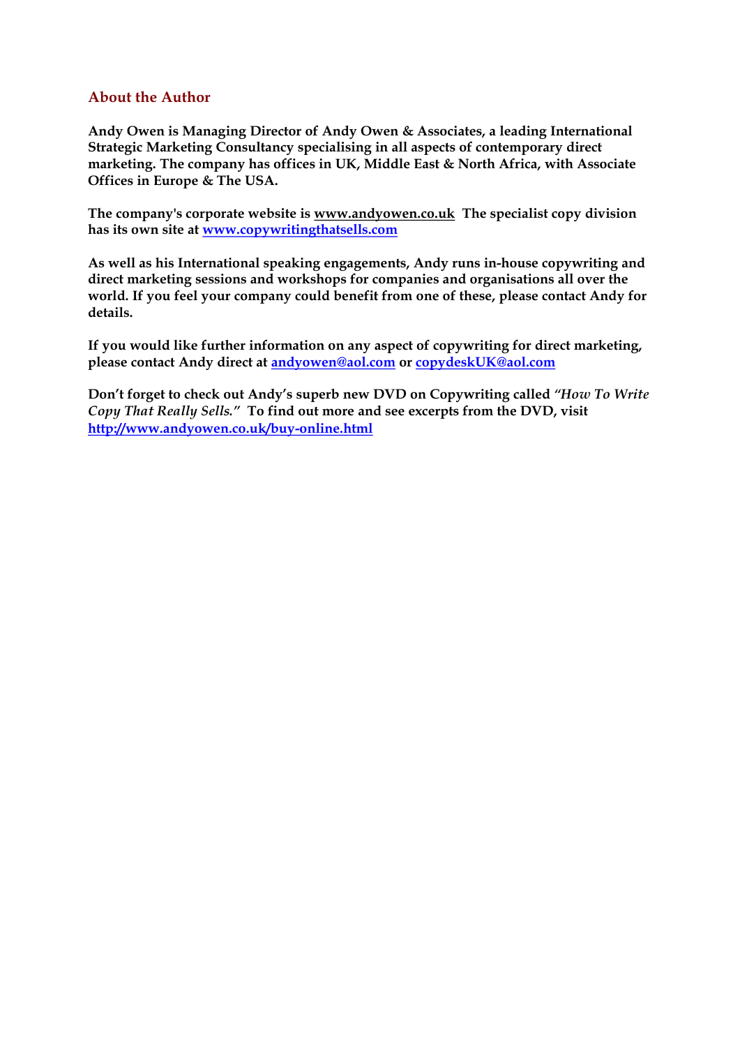## About the Author

**Andy Owen is Managing Director of Andy Owen & Associates, a leading International Strategic Marketing Consultancy specialising in all aspects of contemporary direct marketing. The company has offices in UK, Middle East & North Africa, with Associate Offices in Europe & The USA.**

**The company's corporate website is www.andyowen.co.uk The specialist copy division has its own site at www.copywritingthatsells.com**

**As well as his International speaking engagements, Andy runs in-house copywriting and direct marketing sessions and workshops for companies and organisations all over the world. If you feel your company could benefit from one of these, please contact Andy for details.**

**If you would like further information on any aspect of copywriting for direct marketing, please contact Andy direct at andyowen@aol.com or copydeskUK@aol.com**

**Don't forget to check out Andy's superb new DVD on Copywriting called *"How To Write Copy That Really Sells."* To find out more and see excerpts from the DVD, visit http://www.andyowen.co.uk/buy-online.html**